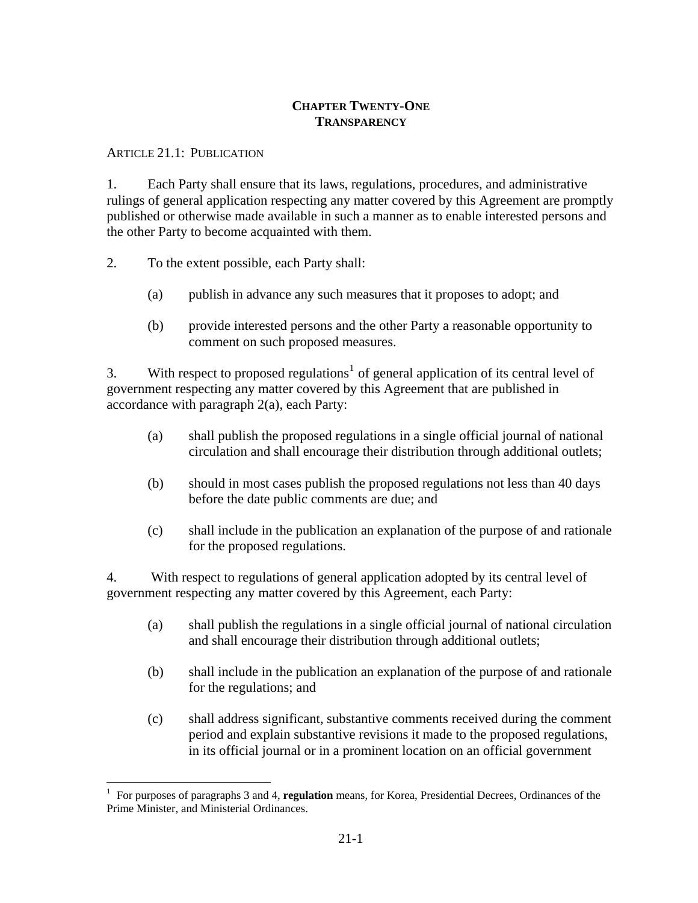# CHAPTER TWENTY-ONE
# TRANSPARENCY

## ARTICLE 21.1: PUBLICATION

1. Each Party shall ensure that its laws, regulations, procedures, and administrative rulings of general application respecting any matter covered by this Agreement are promptly published or otherwise made available in such a manner as to enable interested persons and the other Party to become acquainted with them.

2. To the extent possible, each Party shall:

   (a) publish in advance any such measures that it proposes to adopt; and

   (b) provide interested persons and the other Party a reasonable opportunity to comment on such proposed measures.

3. With respect to proposed regulations[1] of general application of its central level of government respecting any matter covered by this Agreement that are published in accordance with paragraph 2(a), each Party:

   (a) shall publish the proposed regulations in a single official journal of national circulation and shall encourage their distribution through additional outlets;

   (b) should in most cases publish the proposed regulations not less than 40 days before the date public comments are due; and

   (c) shall include in the publication an explanation of the purpose of and rationale for the proposed regulations.

4. With respect to regulations of general application adopted by its central level of government respecting any matter covered by this Agreement, each Party:

   (a) shall publish the regulations in a single official journal of national circulation and shall encourage their distribution through additional outlets;

   (b) shall include in the publication an explanation of the purpose of and rationale for the regulations; and

   (c) shall address significant, substantive comments received during the comment period and explain substantive revisions it made to the proposed regulations, in its official journal or in a prominent location on an official government

---

[1] For purposes of paragraphs 3 and 4, **regulation** means, for Korea, Presidential Decrees, Ordinances of the Prime Minister, and Ministerial Ordinances.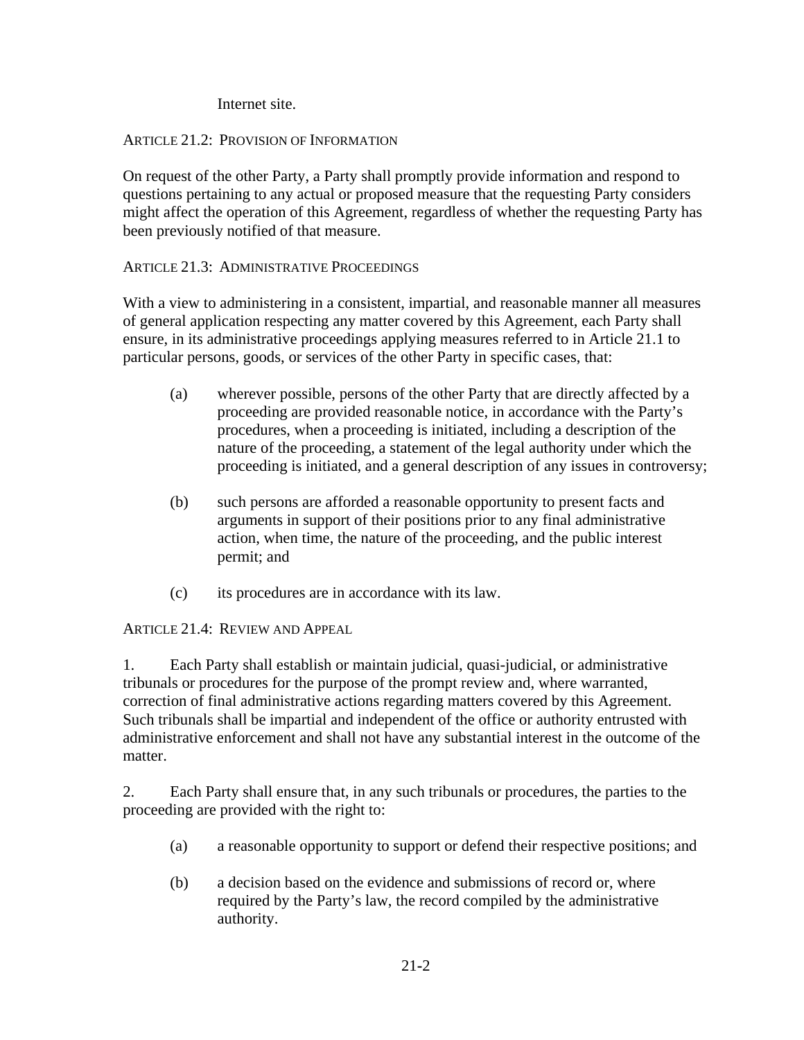Internet site.

### Article 21.2: Provision of Information

On request of the other Party, a Party shall promptly provide information and respond to questions pertaining to any actual or proposed measure that the requesting Party considers might affect the operation of this Agreement, regardless of whether the requesting Party has been previously notified of that measure.

### Article 21.3: Administrative Proceedings

With a view to administering in a consistent, impartial, and reasonable manner all measures of general application respecting any matter covered by this Agreement, each Party shall ensure, in its administrative proceedings applying measures referred to in Article 21.1 to particular persons, goods, or services of the other Party in specific cases, that:

(a) wherever possible, persons of the other Party that are directly affected by a proceeding are provided reasonable notice, in accordance with the Party's procedures, when a proceeding is initiated, including a description of the nature of the proceeding, a statement of the legal authority under which the proceeding is initiated, and a general description of any issues in controversy;

(b) such persons are afforded a reasonable opportunity to present facts and arguments in support of their positions prior to any final administrative action, when time, the nature of the proceeding, and the public interest permit; and

(c) its procedures are in accordance with its law.

### Article 21.4: Review and Appeal

1. Each Party shall establish or maintain judicial, quasi-judicial, or administrative tribunals or procedures for the purpose of the prompt review and, where warranted, correction of final administrative actions regarding matters covered by this Agreement. Such tribunals shall be impartial and independent of the office or authority entrusted with administrative enforcement and shall not have any substantial interest in the outcome of the matter.

2. Each Party shall ensure that, in any such tribunals or procedures, the parties to the proceeding are provided with the right to:

(a) a reasonable opportunity to support or defend their respective positions; and

(b) a decision based on the evidence and submissions of record or, where required by the Party's law, the record compiled by the administrative authority.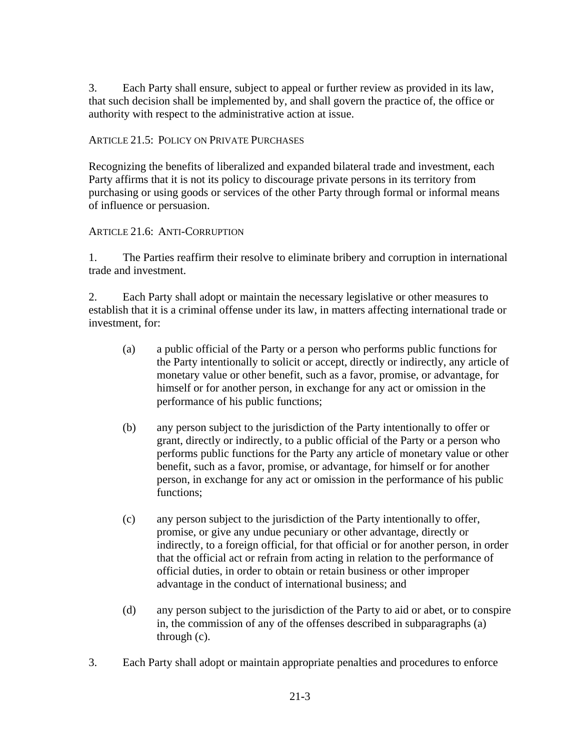3. Each Party shall ensure, subject to appeal or further review as provided in its law, that such decision shall be implemented by, and shall govern the practice of, the office or authority with respect to the administrative action at issue.

### ARTICLE 21.5: POLICY ON PRIVATE PURCHASES

Recognizing the benefits of liberalized and expanded bilateral trade and investment, each Party affirms that it is not its policy to discourage private persons in its territory from purchasing or using goods or services of the other Party through formal or informal means of influence or persuasion.

### ARTICLE 21.6: ANTI-CORRUPTION

1. The Parties reaffirm their resolve to eliminate bribery and corruption in international trade and investment.

2. Each Party shall adopt or maintain the necessary legislative or other measures to establish that it is a criminal offense under its law, in matters affecting international trade or investment, for:

   (a) a public official of the Party or a person who performs public functions for the Party intentionally to solicit or accept, directly or indirectly, any article of monetary value or other benefit, such as a favor, promise, or advantage, for himself or for another person, in exchange for any act or omission in the performance of his public functions;

   (b) any person subject to the jurisdiction of the Party intentionally to offer or grant, directly or indirectly, to a public official of the Party or a person who performs public functions for the Party any article of monetary value or other benefit, such as a favor, promise, or advantage, for himself or for another person, in exchange for any act or omission in the performance of his public functions;

   (c) any person subject to the jurisdiction of the Party intentionally to offer, promise, or give any undue pecuniary or other advantage, directly or indirectly, to a foreign official, for that official or for another person, in order that the official act or refrain from acting in relation to the performance of official duties, in order to obtain or retain business or other improper advantage in the conduct of international business; and

   (d) any person subject to the jurisdiction of the Party to aid or abet, or to conspire in, the commission of any of the offenses described in subparagraphs (a) through (c).

3. Each Party shall adopt or maintain appropriate penalties and procedures to enforce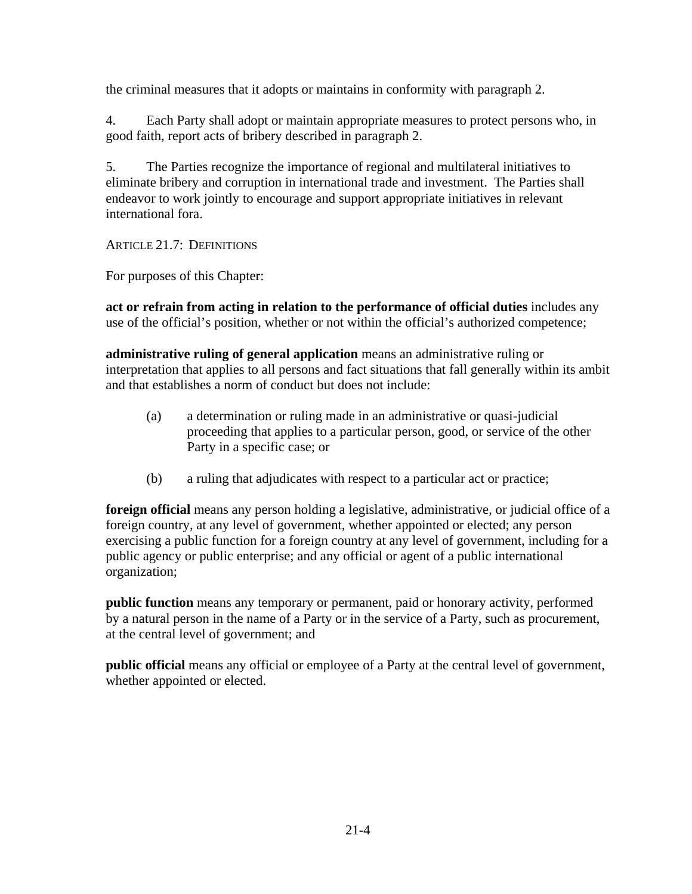the criminal measures that it adopts or maintains in conformity with paragraph 2.

4. Each Party shall adopt or maintain appropriate measures to protect persons who, in good faith, report acts of bribery described in paragraph 2.

5. The Parties recognize the importance of regional and multilateral initiatives to eliminate bribery and corruption in international trade and investment. The Parties shall endeavor to work jointly to encourage and support appropriate initiatives in relevant international fora.

## ARTICLE 21.7: DEFINITIONS

For purposes of this Chapter:

**act or refrain from acting in relation to the performance of official duties** includes any use of the official's position, whether or not within the official's authorized competence;

**administrative ruling of general application** means an administrative ruling or interpretation that applies to all persons and fact situations that fall generally within its ambit and that establishes a norm of conduct but does not include:

(a) a determination or ruling made in an administrative or quasi-judicial proceeding that applies to a particular person, good, or service of the other Party in a specific case; or

(b) a ruling that adjudicates with respect to a particular act or practice;

**foreign official** means any person holding a legislative, administrative, or judicial office of a foreign country, at any level of government, whether appointed or elected; any person exercising a public function for a foreign country at any level of government, including for a public agency or public enterprise; and any official or agent of a public international organization;

**public function** means any temporary or permanent, paid or honorary activity, performed by a natural person in the name of a Party or in the service of a Party, such as procurement, at the central level of government; and

**public official** means any official or employee of a Party at the central level of government, whether appointed or elected.